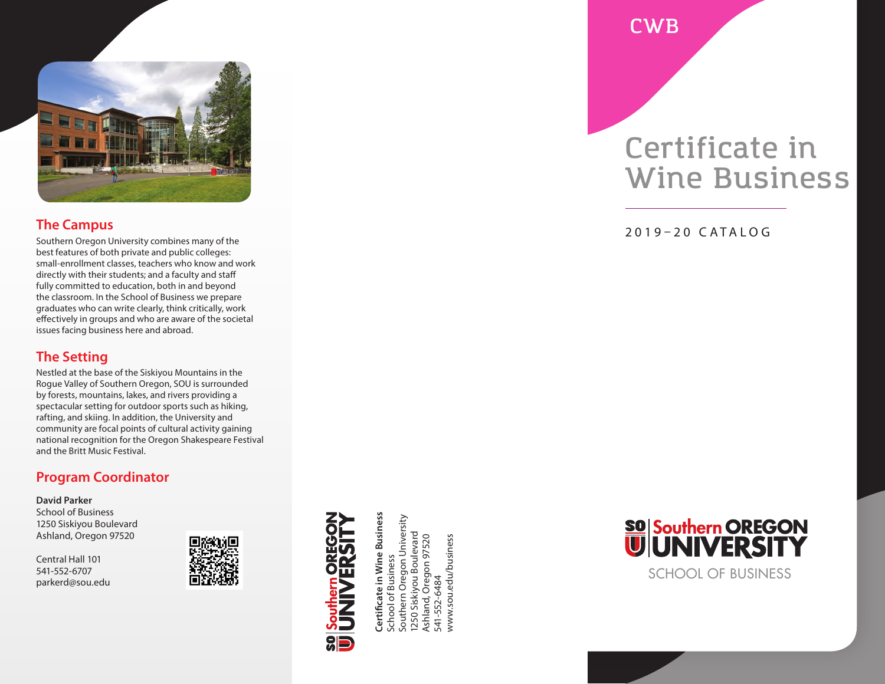## The Campus

Southern Oregon University combines many of the best features of both private and public colleges: small-enrollment classes, teachers who know and work directly with their students; and a faculty and staff fully committed to education, both in and beyond the classroom. In the School of Business we prepare graduates who can write clearly, think critically, work effectively in groups and who are aware of the societal issues facing business here and abroad.

## The Setting

Nestled at the base of the Siskiyou Mountains in the Rogue Valley of Southern Oregon, SOU is surrounded by forests, mountains, lakes, and rivers providing a spectacular setting for outdoor sports such as hiking, rafting, and skiing. In addition, the University and community are focal points of cultural activity gaining national recognition for the Oregon Shakespeare Festival and the Britt Music Festival.

## Program Coordinator

**David Parker**
School of Business
1250 Siskiyou Boulevard
Ashland, Oregon 97520

Central Hall 101
541-552-6707
parkerd@sou.edu

SO Southern OREGON UNIVERSITY

**Certificate in Wine Business**
School of Business
Southern Oregon University
1250 Siskiyou Boulevard
Ashland, Oregon 97520
541-552-6484
www.sou.edu/business

CWB

# Certificate in Wine Business

2019–20 CATALOG

SO Southern OREGON UNIVERSITY
SCHOOL OF BUSINESS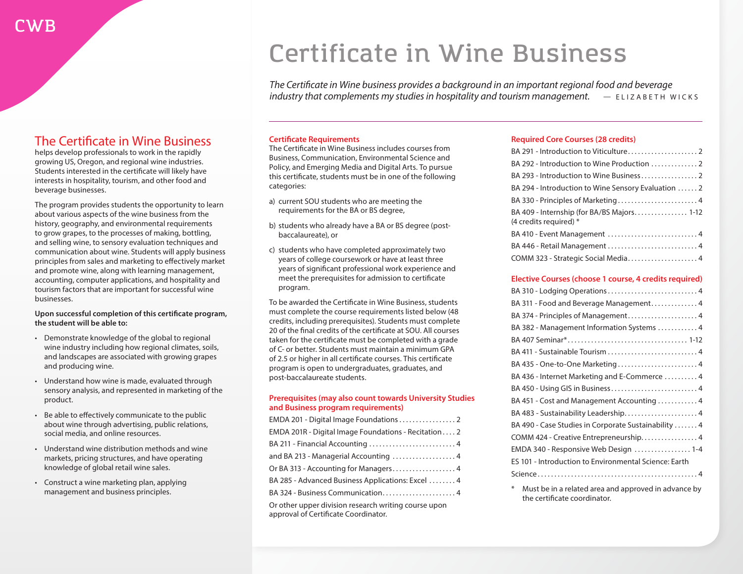CWB

# Certificate in Wine Business

*The Certificate in Wine business provides a background in an important regional food and beverage industry that complements my studies in hospitality and tourism management.* — ELIZABETH WICKS

## The Certificate in Wine Business

helps develop professionals to work in the rapidly growing US, Oregon, and regional wine industries. Students interested in the certificate will likely have interests in hospitality, tourism, and other food and beverage businesses.

The program provides students the opportunity to learn about various aspects of the wine business from the history, geography, and environmental requirements to grow grapes, to the processes of making, bottling, and selling wine, to sensory evaluation techniques and communication about wine. Students will apply business principles from sales and marketing to effectively market and promote wine, along with learning management, accounting, computer applications, and hospitality and tourism factors that are important for successful wine businesses.

**Upon successful completion of this certificate program, the student will be able to:**

- Demonstrate knowledge of the global to regional wine industry including how regional climates, soils, and landscapes are associated with growing grapes and producing wine.
- Understand how wine is made, evaluated through sensory analysis, and represented in marketing of the product.
- Be able to effectively communicate to the public about wine through advertising, public relations, social media, and online resources.
- Understand wine distribution methods and wine markets, pricing structures, and have operating knowledge of global retail wine sales.
- Construct a wine marketing plan, applying management and business principles.

### Certificate Requirements

The Certificate in Wine Business includes courses from Business, Communication, Environmental Science and Policy, and Emerging Media and Digital Arts. To pursue this certificate, students must be in one of the following categories:

a) current SOU students who are meeting the requirements for the BA or BS degree,

b) students who already have a BA or BS degree (post-baccalaureate), or

c) students who have completed approximately two years of college coursework or have at least three years of significant professional work experience and meet the prerequisites for admission to certificate program.

To be awarded the Certificate in Wine Business, students must complete the course requirements listed below (48 credits, including prerequisites). Students must complete 20 of the final credits of the certificate at SOU. All courses taken for the certificate must be completed with a grade of C- or better. Students must maintain a minimum GPA of 2.5 or higher in all certificate courses. This certificate program is open to undergraduates, graduates, and post-baccalaureate students.

### Prerequisites (may also count towards University Studies and Business program requirements)

- EMDA 201 - Digital Image Foundations . . . . 2
- EMDA 201R - Digital Image Foundations - Recitation . . . . 2
- BA 211 - Financial Accounting . . . . 4
- and BA 213 - Managerial Accounting . . . . 4
- Or BA 313 - Accounting for Managers . . . . 4
- BA 285 - Advanced Business Applications: Excel . . . . 4
- BA 324 - Business Communication . . . . 4

Or other upper division research writing course upon approval of Certificate Coordinator.

### Required Core Courses (28 credits)

- BA 291 - Introduction to Viticulture . . . . 2
- BA 292 - Introduction to Wine Production . . . . 2
- BA 293 - Introduction to Wine Business . . . . 2
- BA 294 - Introduction to Wine Sensory Evaluation . . . . 2
- BA 330 - Principles of Marketing . . . . 4
- BA 409 - Internship (for BA/BS Majors . . . . 1-12 (4 credits required) *
- BA 410 - Event Management . . . . 4
- BA 446 - Retail Management . . . . 4
- COMM 323 - Strategic Social Media . . . . 4

### Elective Courses (choose 1 course, 4 credits required)

- BA 310 - Lodging Operations . . . . 4
- BA 311 - Food and Beverage Management . . . . 4
- BA 374 - Principles of Management . . . . 4
- BA 382 - Management Information Systems . . . . 4
- BA 407 Seminar* . . . . 1-12
- BA 411 - Sustainable Tourism . . . . 4
- BA 435 - One-to-One Marketing . . . . 4
- BA 436 - Internet Marketing and E-Commerce . . . . 4
- BA 450 - Using GIS in Business . . . . 4
- BA 451 - Cost and Management Accounting . . . . 4
- BA 483 - Sustainability Leadership . . . . 4
- BA 490 - Case Studies in Corporate Sustainability . . . . 4
- COMM 424 - Creative Entrepreneurship . . . . 4
- EMDA 340 - Responsive Web Design . . . . 1-4
- ES 101 - Introduction to Environmental Science: Earth Science . . . . 4

\* Must be in a related area and approved in advance by the certificate coordinator.